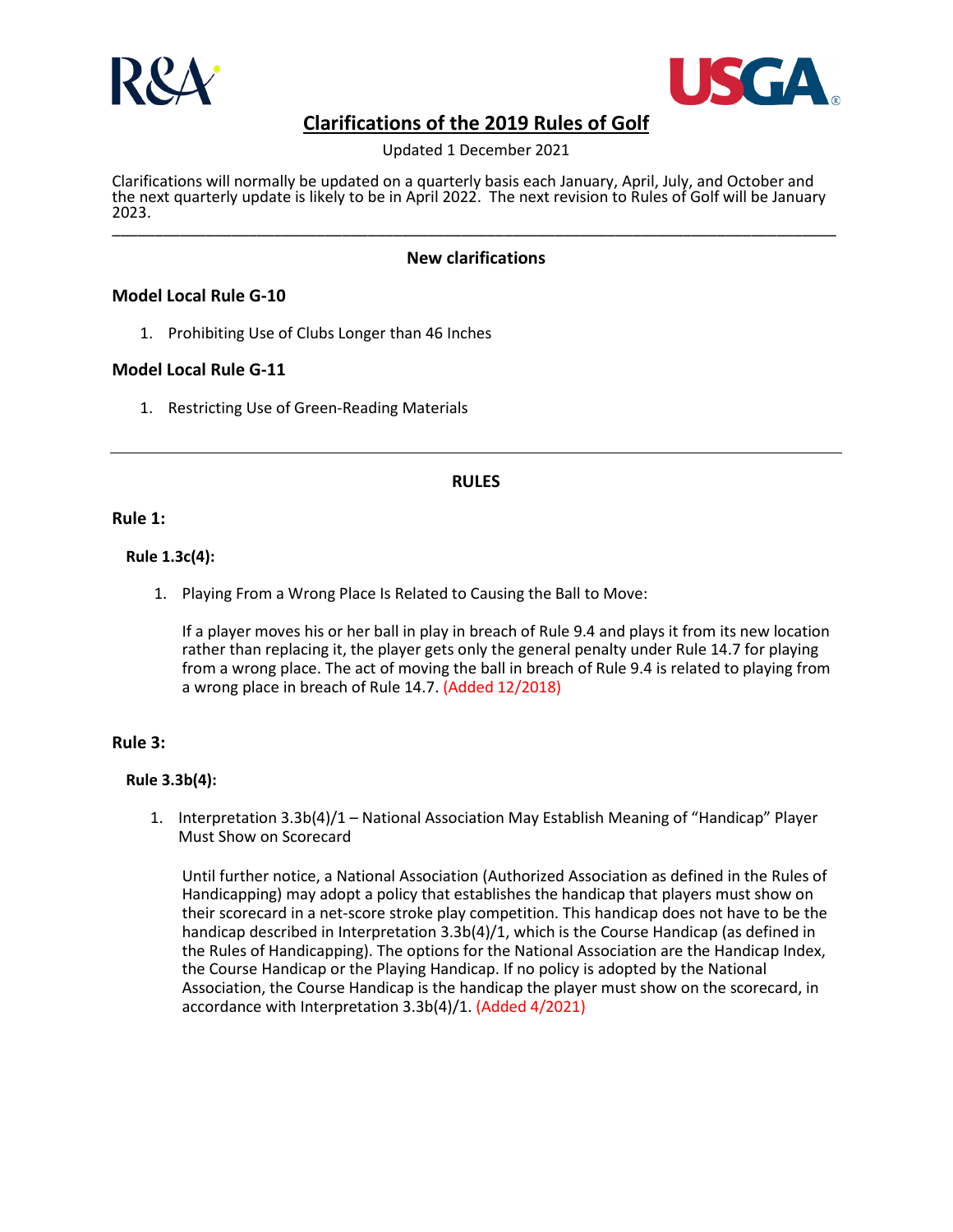# Clarifications of the 2019 Rules of Golf

Updated 1 December 2021

Clarifications will normally be updated on a quarterly basis each January, April, July, and October and the next quarterly update is likely to be in April 2022. The next revision to Rules of Golf will be January 2023.

---

## New clarifications

### Model Local Rule G-10

1. Prohibiting Use of Clubs Longer than 46 Inches

### Model Local Rule G-11

1. Restricting Use of Green-Reading Materials

---

## RULES

### Rule 1:

#### Rule 1.3c(4):

1. Playing From a Wrong Place Is Related to Causing the Ball to Move:

   If a player moves his or her ball in play in breach of Rule 9.4 and plays it from its new location rather than replacing it, the player gets only the general penalty under Rule 14.7 for playing from a wrong place. The act of moving the ball in breach of Rule 9.4 is related to playing from a wrong place in breach of Rule 14.7. (Added 12/2018)

### Rule 3:

#### Rule 3.3b(4):

1. Interpretation 3.3b(4)/1 – National Association May Establish Meaning of "Handicap" Player Must Show on Scorecard

   Until further notice, a National Association (Authorized Association as defined in the Rules of Handicapping) may adopt a policy that establishes the handicap that players must show on their scorecard in a net-score stroke play competition. This handicap does not have to be the handicap described in Interpretation 3.3b(4)/1, which is the Course Handicap (as defined in the Rules of Handicapping). The options for the National Association are the Handicap Index, the Course Handicap or the Playing Handicap. If no policy is adopted by the National Association, the Course Handicap is the handicap the player must show on the scorecard, in accordance with Interpretation 3.3b(4)/1. (Added 4/2021)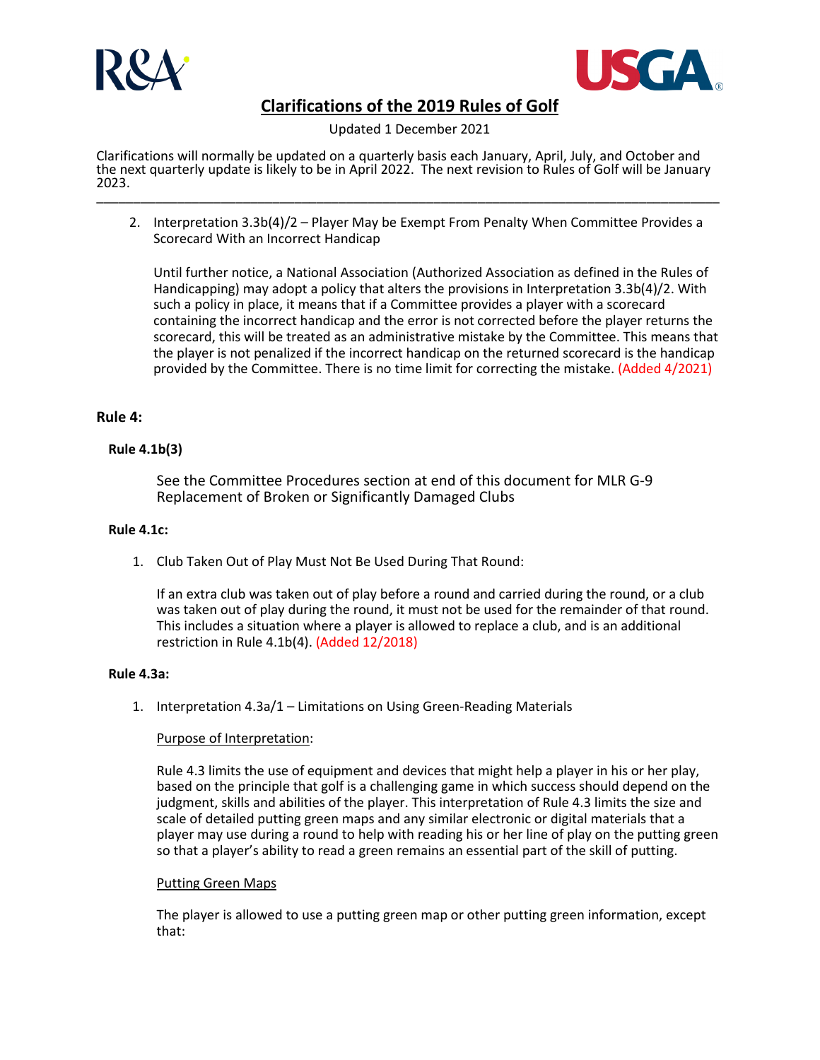# Clarifications of the 2019 Rules of Golf

Updated 1 December 2021

Clarifications will normally be updated on a quarterly basis each January, April, July, and October and the next quarterly update is likely to be in April 2022. The next revision to Rules of Golf will be January 2023.

---

2. Interpretation 3.3b(4)/2 – Player May be Exempt From Penalty When Committee Provides a Scorecard With an Incorrect Handicap

   Until further notice, a National Association (Authorized Association as defined in the Rules of Handicapping) may adopt a policy that alters the provisions in Interpretation 3.3b(4)/2. With such a policy in place, it means that if a Committee provides a player with a scorecard containing the incorrect handicap and the error is not corrected before the player returns the scorecard, this will be treated as an administrative mistake by the Committee. This means that the player is not penalized if the incorrect handicap on the returned scorecard is the handicap provided by the Committee. There is no time limit for correcting the mistake. (Added 4/2021)

## Rule 4:

### Rule 4.1b(3)

See the Committee Procedures section at end of this document for MLR G-9 Replacement of Broken or Significantly Damaged Clubs

### Rule 4.1c:

1. Club Taken Out of Play Must Not Be Used During That Round:

   If an extra club was taken out of play before a round and carried during the round, or a club was taken out of play during the round, it must not be used for the remainder of that round. This includes a situation where a player is allowed to replace a club, and is an additional restriction in Rule 4.1b(4). (Added 12/2018)

### Rule 4.3a:

1. Interpretation 4.3a/1 – Limitations on Using Green-Reading Materials

   Purpose of Interpretation:

   Rule 4.3 limits the use of equipment and devices that might help a player in his or her play, based on the principle that golf is a challenging game in which success should depend on the judgment, skills and abilities of the player. This interpretation of Rule 4.3 limits the size and scale of detailed putting green maps and any similar electronic or digital materials that a player may use during a round to help with reading his or her line of play on the putting green so that a player's ability to read a green remains an essential part of the skill of putting.

   Putting Green Maps

   The player is allowed to use a putting green map or other putting green information, except that: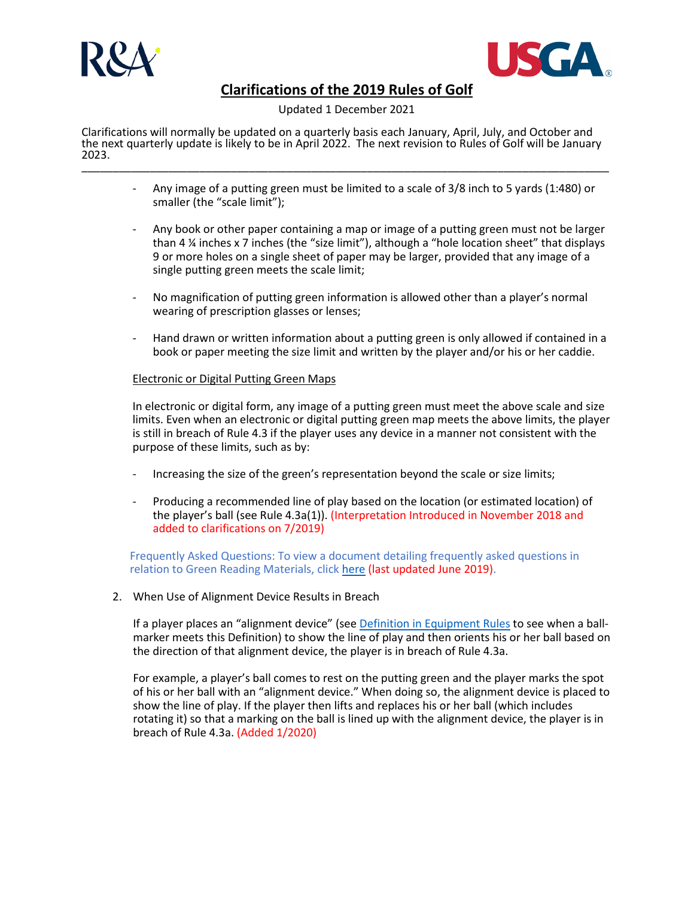- Any image of a putting green must be limited to a scale of 3/8 inch to 5 yards (1:480) or smaller (the "scale limit");

- Any book or other paper containing a map or image of a putting green must not be larger than 4 ¼ inches x 7 inches (the "size limit"), although a "hole location sheet" that displays 9 or more holes on a single sheet of paper may be larger, provided that any image of a single putting green meets the scale limit;

- No magnification of putting green information is allowed other than a player's normal wearing of prescription glasses or lenses;

- Hand drawn or written information about a putting green is only allowed if contained in a book or paper meeting the size limit and written by the player and/or his or her caddie.

Electronic or Digital Putting Green Maps

In electronic or digital form, any image of a putting green must meet the above scale and size limits. Even when an electronic or digital putting green map meets the above limits, the player is still in breach of Rule 4.3 if the player uses any device in a manner not consistent with the purpose of these limits, such as by:

- Increasing the size of the green's representation beyond the scale or size limits;

- Producing a recommended line of play based on the location (or estimated location) of the player's ball (see Rule 4.3a(1)). (Interpretation Introduced in November 2018 and added to clarifications on 7/2019)

Frequently Asked Questions: To view a document detailing frequently asked questions in relation to Green Reading Materials, click here (last updated June 2019).

2. When Use of Alignment Device Results in Breach

   If a player places an "alignment device" (see Definition in Equipment Rules to see when a ball-marker meets this Definition) to show the line of play and then orients his or her ball based on the direction of that alignment device, the player is in breach of Rule 4.3a.

   For example, a player's ball comes to rest on the putting green and the player marks the spot of his or her ball with an "alignment device." When doing so, the alignment device is placed to show the line of play. If the player then lifts and replaces his or her ball (which includes rotating it) so that a marking on the ball is lined up with the alignment device, the player is in breach of Rule 4.3a. (Added 1/2020)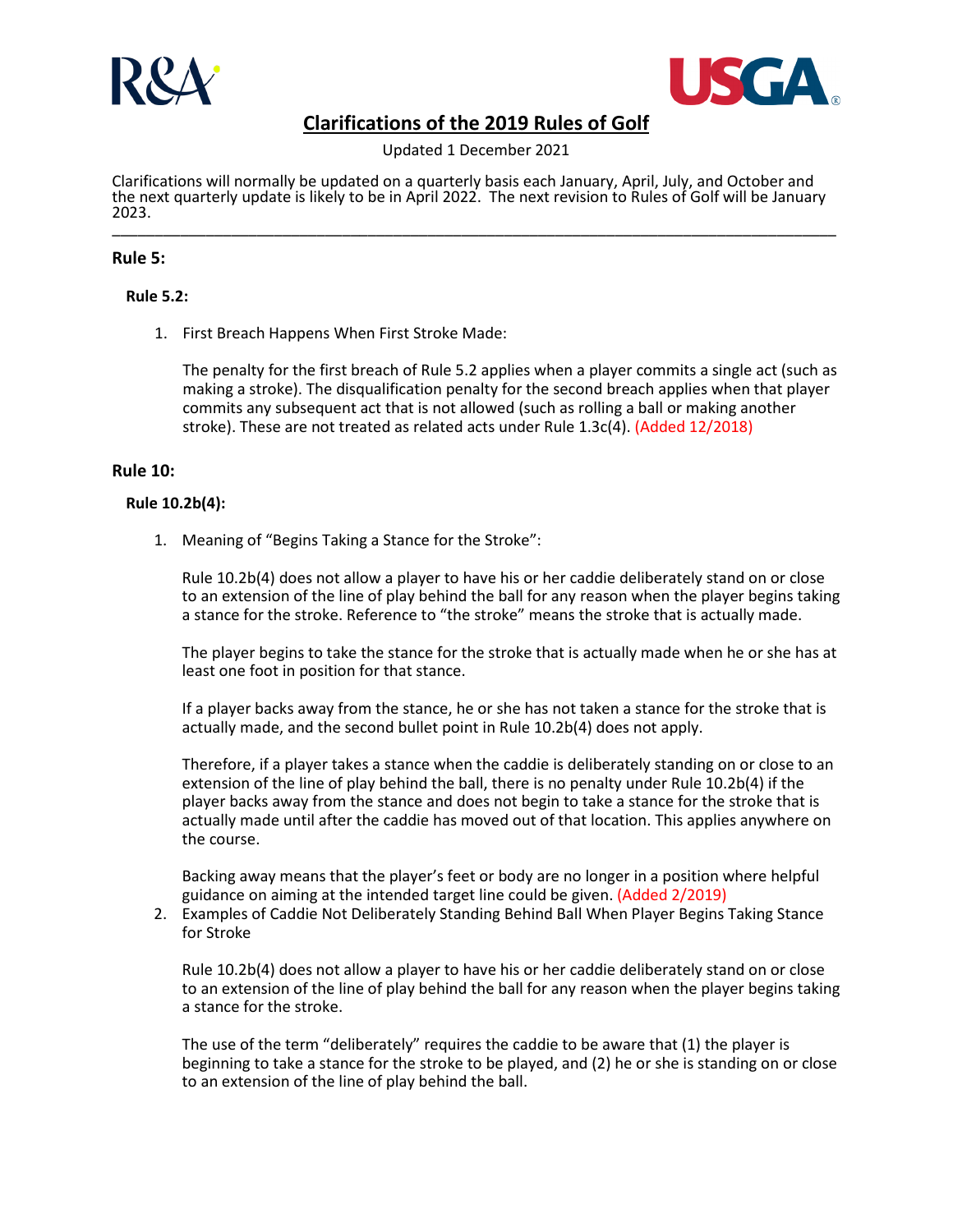# Clarifications of the 2019 Rules of Golf

Updated 1 December 2021

Clarifications will normally be updated on a quarterly basis each January, April, July, and October and the next quarterly update is likely to be in April 2022. The next revision to Rules of Golf will be January 2023.

---

## Rule 5:

### Rule 5.2:

1. First Breach Happens When First Stroke Made:

   The penalty for the first breach of Rule 5.2 applies when a player commits a single act (such as making a stroke). The disqualification penalty for the second breach applies when that player commits any subsequent act that is not allowed (such as rolling a ball or making another stroke). These are not treated as related acts under Rule 1.3c(4). (Added 12/2018)

## Rule 10:

### Rule 10.2b(4):

1. Meaning of "Begins Taking a Stance for the Stroke":

   Rule 10.2b(4) does not allow a player to have his or her caddie deliberately stand on or close to an extension of the line of play behind the ball for any reason when the player begins taking a stance for the stroke. Reference to "the stroke" means the stroke that is actually made.

   The player begins to take the stance for the stroke that is actually made when he or she has at least one foot in position for that stance.

   If a player backs away from the stance, he or she has not taken a stance for the stroke that is actually made, and the second bullet point in Rule 10.2b(4) does not apply.

   Therefore, if a player takes a stance when the caddie is deliberately standing on or close to an extension of the line of play behind the ball, there is no penalty under Rule 10.2b(4) if the player backs away from the stance and does not begin to take a stance for the stroke that is actually made until after the caddie has moved out of that location. This applies anywhere on the course.

   Backing away means that the player's feet or body are no longer in a position where helpful guidance on aiming at the intended target line could be given. (Added 2/2019)

2. Examples of Caddie Not Deliberately Standing Behind Ball When Player Begins Taking Stance for Stroke

   Rule 10.2b(4) does not allow a player to have his or her caddie deliberately stand on or close to an extension of the line of play behind the ball for any reason when the player begins taking a stance for the stroke.

   The use of the term "deliberately" requires the caddie to be aware that (1) the player is beginning to take a stance for the stroke to be played, and (2) he or she is standing on or close to an extension of the line of play behind the ball.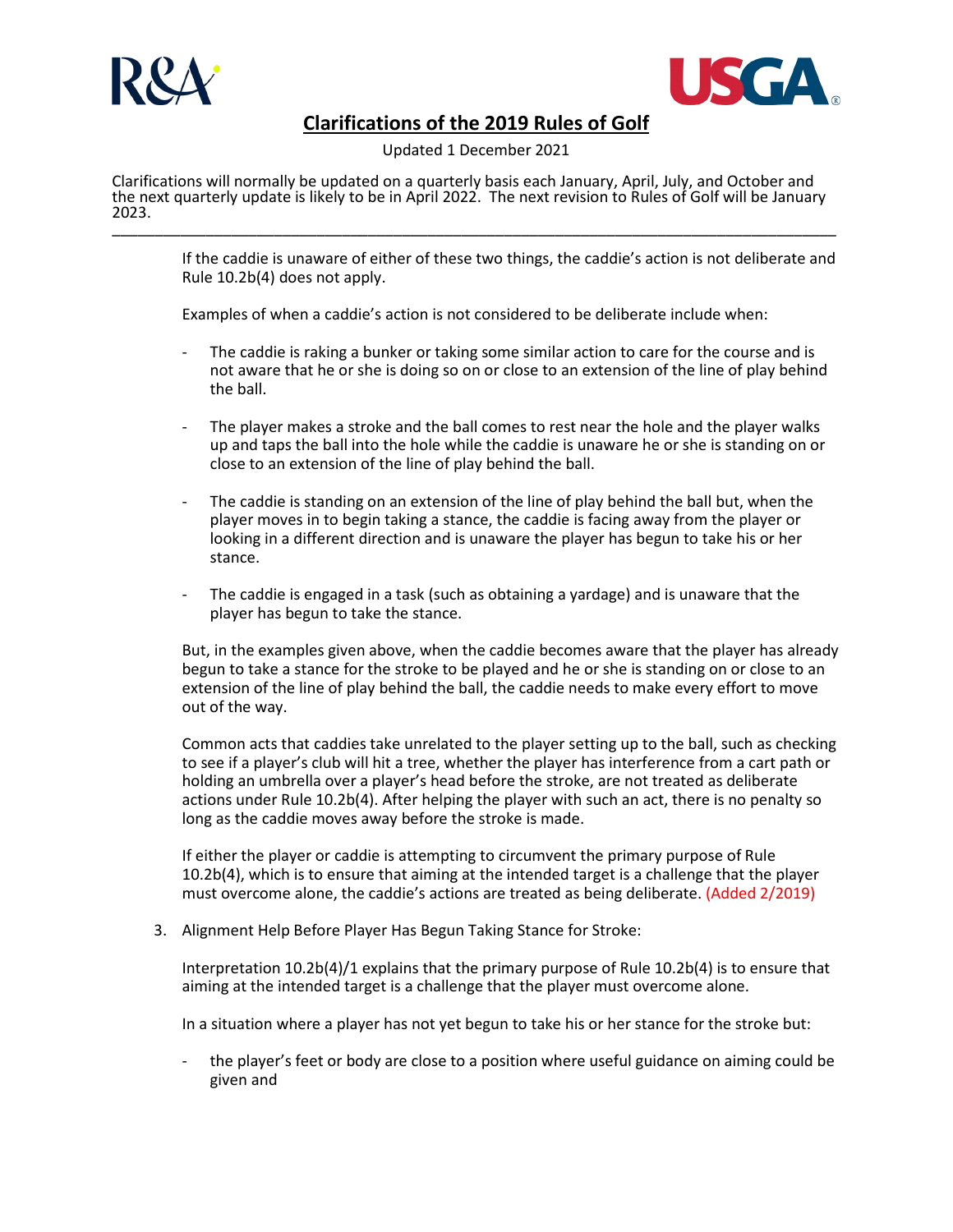If the caddie is unaware of either of these two things, the caddie's action is not deliberate and Rule 10.2b(4) does not apply.

Examples of when a caddie's action is not considered to be deliberate include when:

- The caddie is raking a bunker or taking some similar action to care for the course and is not aware that he or she is doing so on or close to an extension of the line of play behind the ball.
- The player makes a stroke and the ball comes to rest near the hole and the player walks up and taps the ball into the hole while the caddie is unaware he or she is standing on or close to an extension of the line of play behind the ball.
- The caddie is standing on an extension of the line of play behind the ball but, when the player moves in to begin taking a stance, the caddie is facing away from the player or looking in a different direction and is unaware the player has begun to take his or her stance.
- The caddie is engaged in a task (such as obtaining a yardage) and is unaware that the player has begun to take the stance.

But, in the examples given above, when the caddie becomes aware that the player has already begun to take a stance for the stroke to be played and he or she is standing on or close to an extension of the line of play behind the ball, the caddie needs to make every effort to move out of the way.

Common acts that caddies take unrelated to the player setting up to the ball, such as checking to see if a player's club will hit a tree, whether the player has interference from a cart path or holding an umbrella over a player's head before the stroke, are not treated as deliberate actions under Rule 10.2b(4). After helping the player with such an act, there is no penalty so long as the caddie moves away before the stroke is made.

If either the player or caddie is attempting to circumvent the primary purpose of Rule 10.2b(4), which is to ensure that aiming at the intended target is a challenge that the player must overcome alone, the caddie's actions are treated as being deliberate. (Added 2/2019)

3. Alignment Help Before Player Has Begun Taking Stance for Stroke:

   Interpretation 10.2b(4)/1 explains that the primary purpose of Rule 10.2b(4) is to ensure that aiming at the intended target is a challenge that the player must overcome alone.

   In a situation where a player has not yet begun to take his or her stance for the stroke but:

   - the player's feet or body are close to a position where useful guidance on aiming could be given and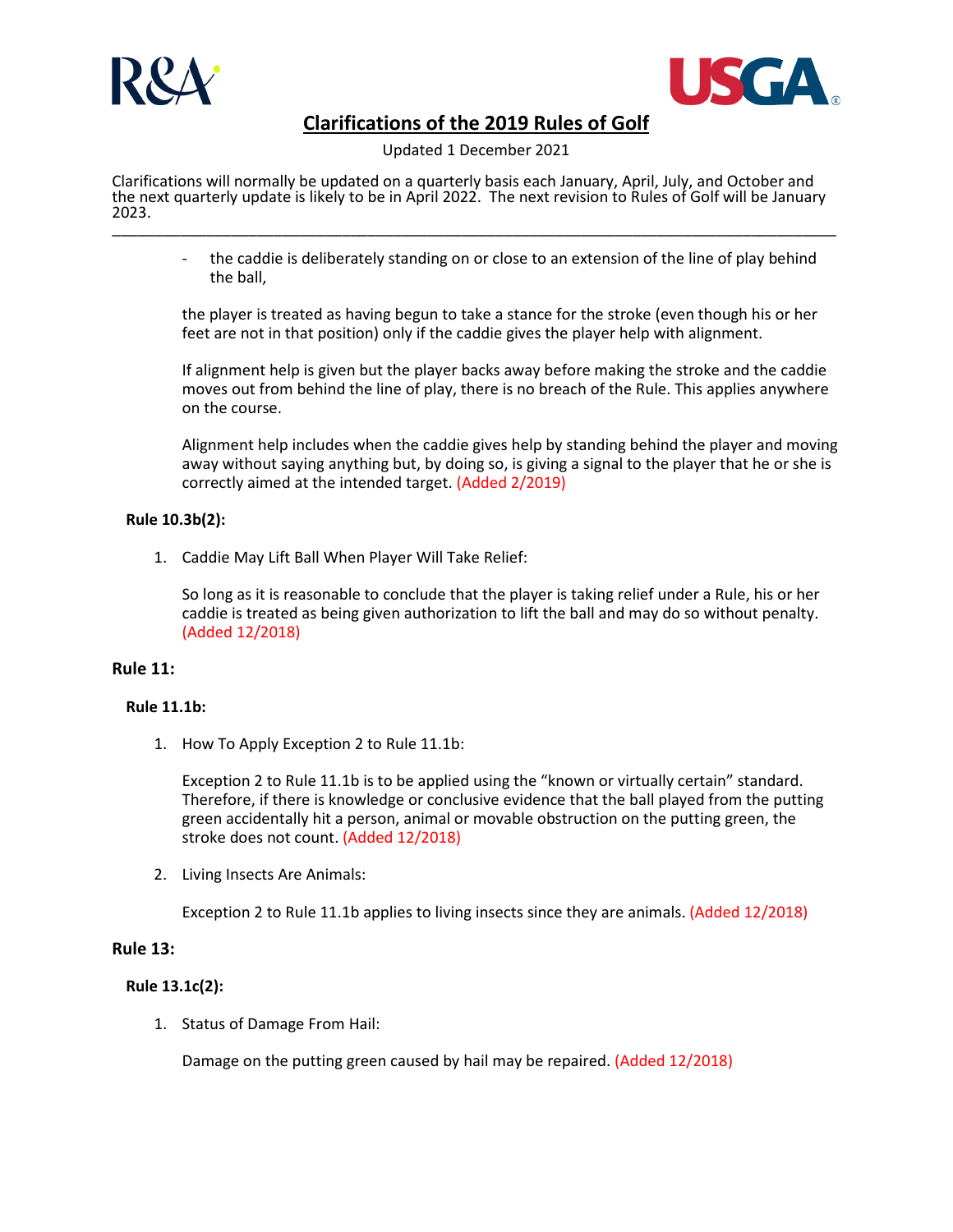- the caddie is deliberately standing on or close to an extension of the line of play behind the ball,

the player is treated as having begun to take a stance for the stroke (even though his or her feet are not in that position) only if the caddie gives the player help with alignment.

If alignment help is given but the player backs away before making the stroke and the caddie moves out from behind the line of play, there is no breach of the Rule. This applies anywhere on the course.

Alignment help includes when the caddie gives help by standing behind the player and moving away without saying anything but, by doing so, is giving a signal to the player that he or she is correctly aimed at the intended target. (Added 2/2019)

### Rule 10.3b(2):

1. Caddie May Lift Ball When Player Will Take Relief:

   So long as it is reasonable to conclude that the player is taking relief under a Rule, his or her caddie is treated as being given authorization to lift the ball and may do so without penalty. (Added 12/2018)

## Rule 11:

### Rule 11.1b:

1. How To Apply Exception 2 to Rule 11.1b:

   Exception 2 to Rule 11.1b is to be applied using the "known or virtually certain" standard. Therefore, if there is knowledge or conclusive evidence that the ball played from the putting green accidentally hit a person, animal or movable obstruction on the putting green, the stroke does not count. (Added 12/2018)

2. Living Insects Are Animals:

   Exception 2 to Rule 11.1b applies to living insects since they are animals. (Added 12/2018)

## Rule 13:

### Rule 13.1c(2):

1. Status of Damage From Hail:

   Damage on the putting green caused by hail may be repaired. (Added 12/2018)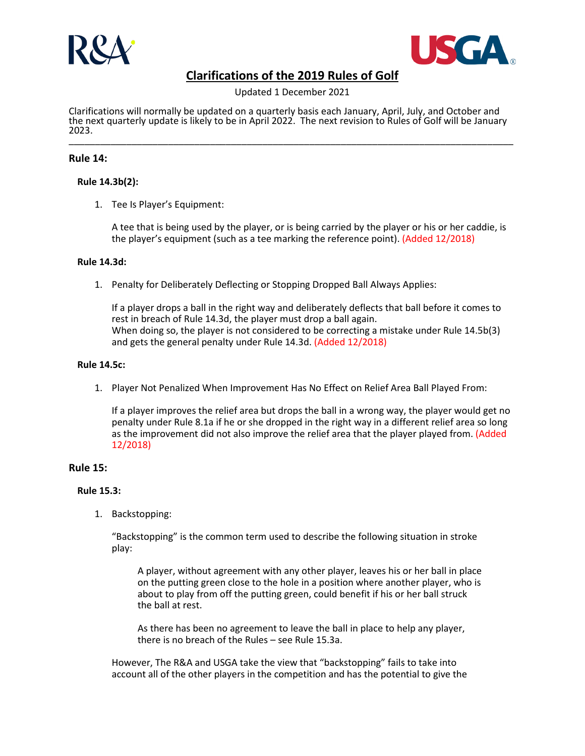# Clarifications of the 2019 Rules of Golf

Updated 1 December 2021

Clarifications will normally be updated on a quarterly basis each January, April, July, and October and the next quarterly update is likely to be in April 2022. The next revision to Rules of Golf will be January 2023.

---

## Rule 14:

### Rule 14.3b(2):

1. Tee Is Player's Equipment:

   A tee that is being used by the player, or is being carried by the player or his or her caddie, is the player's equipment (such as a tee marking the reference point). (Added 12/2018)

### Rule 14.3d:

1. Penalty for Deliberately Deflecting or Stopping Dropped Ball Always Applies:

   If a player drops a ball in the right way and deliberately deflects that ball before it comes to rest in breach of Rule 14.3d, the player must drop a ball again.
   When doing so, the player is not considered to be correcting a mistake under Rule 14.5b(3) and gets the general penalty under Rule 14.3d. (Added 12/2018)

### Rule 14.5c:

1. Player Not Penalized When Improvement Has No Effect on Relief Area Ball Played From:

   If a player improves the relief area but drops the ball in a wrong way, the player would get no penalty under Rule 8.1a if he or she dropped in the right way in a different relief area so long as the improvement did not also improve the relief area that the player played from. (Added 12/2018)

## Rule 15:

### Rule 15.3:

1. Backstopping:

   "Backstopping" is the common term used to describe the following situation in stroke play:

   > A player, without agreement with any other player, leaves his or her ball in place on the putting green close to the hole in a position where another player, who is about to play from off the putting green, could benefit if his or her ball struck the ball at rest.
   >
   > As there has been no agreement to leave the ball in place to help any player, there is no breach of the Rules – see Rule 15.3a.

   However, The R&A and USGA take the view that "backstopping" fails to take into account all of the other players in the competition and has the potential to give the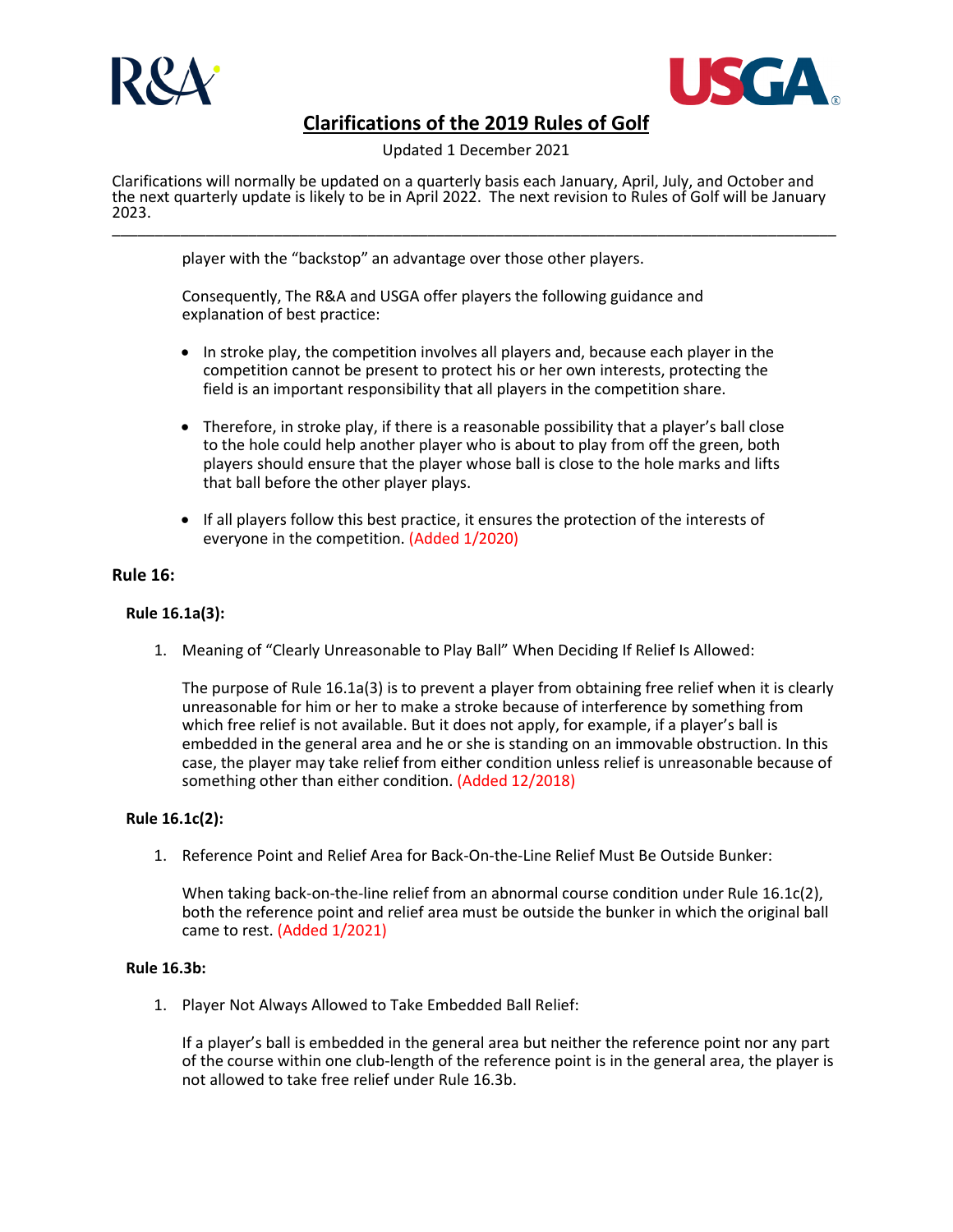player with the “backstop” an advantage over those other players.

Consequently, The R&A and USGA offer players the following guidance and explanation of best practice:

- In stroke play, the competition involves all players and, because each player in the competition cannot be present to protect his or her own interests, protecting the field is an important responsibility that all players in the competition share.
- Therefore, in stroke play, if there is a reasonable possibility that a player’s ball close to the hole could help another player who is about to play from off the green, both players should ensure that the player whose ball is close to the hole marks and lifts that ball before the other player plays.
- If all players follow this best practice, it ensures the protection of the interests of everyone in the competition. (Added 1/2020)

## Rule 16:

### Rule 16.1a(3):

1. Meaning of “Clearly Unreasonable to Play Ball” When Deciding If Relief Is Allowed:

   The purpose of Rule 16.1a(3) is to prevent a player from obtaining free relief when it is clearly unreasonable for him or her to make a stroke because of interference by something from which free relief is not available. But it does not apply, for example, if a player’s ball is embedded in the general area and he or she is standing on an immovable obstruction. In this case, the player may take relief from either condition unless relief is unreasonable because of something other than either condition. (Added 12/2018)

### Rule 16.1c(2):

1. Reference Point and Relief Area for Back-On-the-Line Relief Must Be Outside Bunker:

   When taking back-on-the-line relief from an abnormal course condition under Rule 16.1c(2), both the reference point and relief area must be outside the bunker in which the original ball came to rest. (Added 1/2021)

### Rule 16.3b:

1. Player Not Always Allowed to Take Embedded Ball Relief:

   If a player’s ball is embedded in the general area but neither the reference point nor any part of the course within one club-length of the reference point is in the general area, the player is not allowed to take free relief under Rule 16.3b.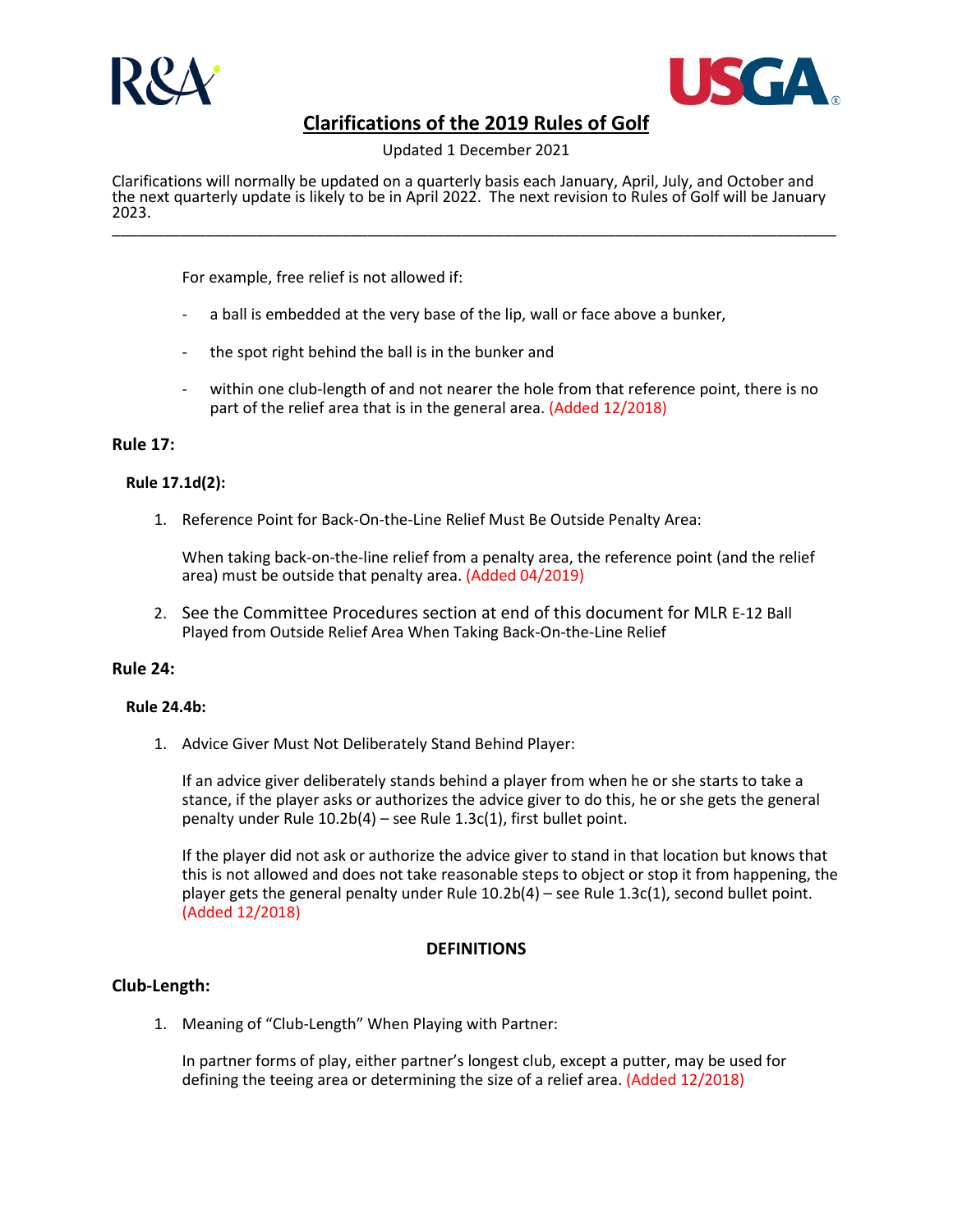For example, free relief is not allowed if:

- a ball is embedded at the very base of the lip, wall or face above a bunker,
- the spot right behind the ball is in the bunker and
- within one club-length of and not nearer the hole from that reference point, there is no part of the relief area that is in the general area. (Added 12/2018)

## Rule 17:

### Rule 17.1d(2):

1. Reference Point for Back-On-the-Line Relief Must Be Outside Penalty Area:

   When taking back-on-the-line relief from a penalty area, the reference point (and the relief area) must be outside that penalty area. (Added 04/2019)

2. See the Committee Procedures section at end of this document for MLR E-12 Ball Played from Outside Relief Area When Taking Back-On-the-Line Relief

## Rule 24:

### Rule 24.4b:

1. Advice Giver Must Not Deliberately Stand Behind Player:

   If an advice giver deliberately stands behind a player from when he or she starts to take a stance, if the player asks or authorizes the advice giver to do this, he or she gets the general penalty under Rule 10.2b(4) – see Rule 1.3c(1), first bullet point.

   If the player did not ask or authorize the advice giver to stand in that location but knows that this is not allowed and does not take reasonable steps to object or stop it from happening, the player gets the general penalty under Rule 10.2b(4) – see Rule 1.3c(1), second bullet point. (Added 12/2018)

# DEFINITIONS

## Club-Length:

1. Meaning of "Club-Length" When Playing with Partner:

   In partner forms of play, either partner's longest club, except a putter, may be used for defining the teeing area or determining the size of a relief area. (Added 12/2018)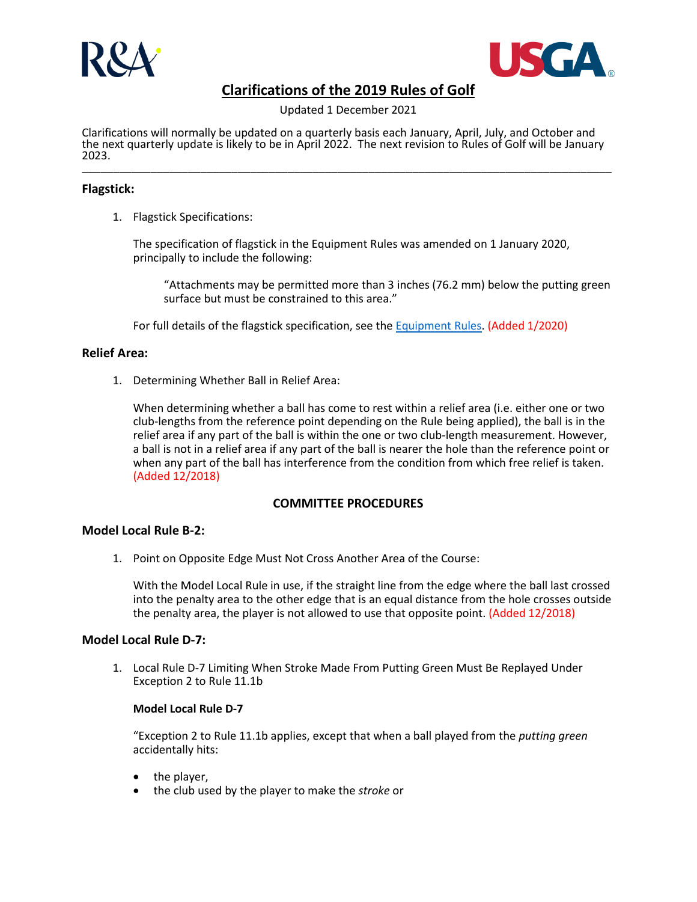# Clarifications of the 2019 Rules of Golf

Updated 1 December 2021

Clarifications will normally be updated on a quarterly basis each January, April, July, and October and the next quarterly update is likely to be in April 2022. The next revision to Rules of Golf will be January 2023.

---

## Flagstick:

1. Flagstick Specifications:

   The specification of flagstick in the Equipment Rules was amended on 1 January 2020, principally to include the following:

   > "Attachments may be permitted more than 3 inches (76.2 mm) below the putting green surface but must be constrained to this area."

   For full details of the flagstick specification, see the Equipment Rules. (Added 1/2020)

## Relief Area:

1. Determining Whether Ball in Relief Area:

   When determining whether a ball has come to rest within a relief area (i.e. either one or two club-lengths from the reference point depending on the Rule being applied), the ball is in the relief area if any part of the ball is within the one or two club-length measurement. However, a ball is not in a relief area if any part of the ball is nearer the hole than the reference point or when any part of the ball has interference from the condition from which free relief is taken. (Added 12/2018)

# COMMITTEE PROCEDURES

## Model Local Rule B-2:

1. Point on Opposite Edge Must Not Cross Another Area of the Course:

   With the Model Local Rule in use, if the straight line from the edge where the ball last crossed into the penalty area to the other edge that is an equal distance from the hole crosses outside the penalty area, the player is not allowed to use that opposite point. (Added 12/2018)

## Model Local Rule D-7:

1. Local Rule D-7 Limiting When Stroke Made From Putting Green Must Be Replayed Under Exception 2 to Rule 11.1b

   **Model Local Rule D-7**

   "Exception 2 to Rule 11.1b applies, except that when a ball played from the *putting green* accidentally hits:

   - the player,
   - the club used by the player to make the *stroke* or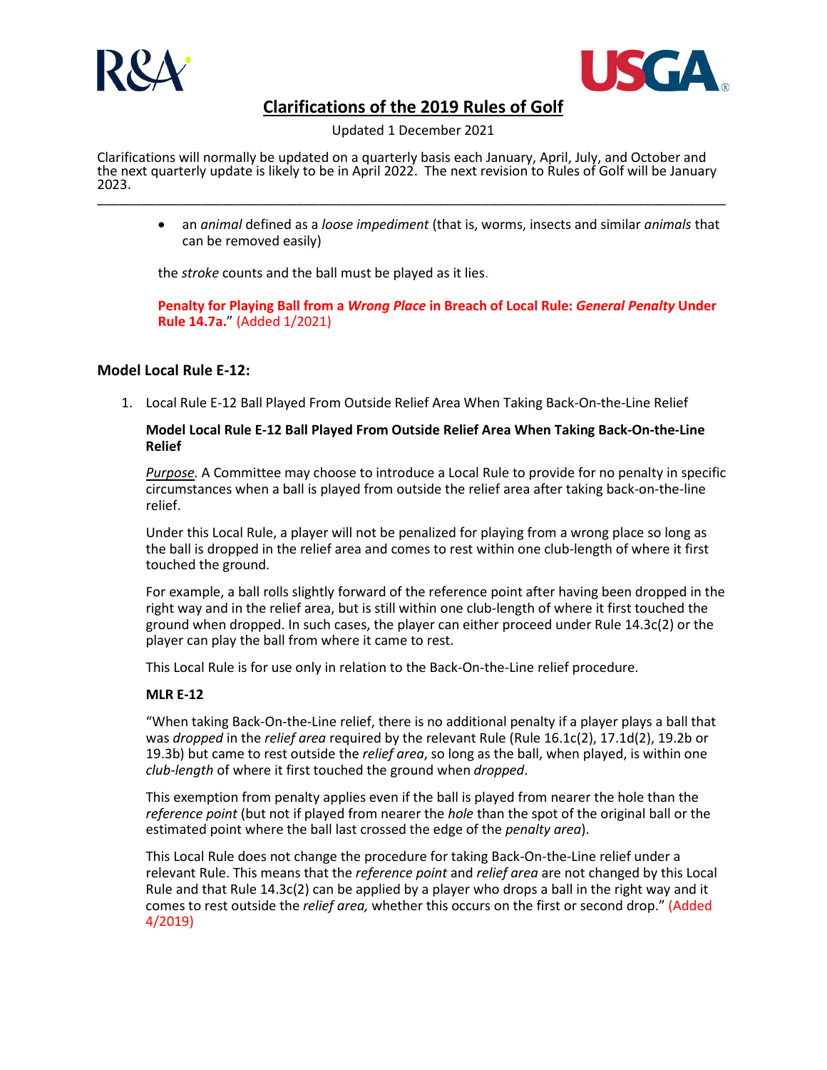- an *animal* defined as a *loose impediment* (that is, worms, insects and similar *animals* that can be removed easily)

the *stroke* counts and the ball must be played as it lies.

**Penalty for Playing Ball from a *Wrong Place* in Breach of Local Rule: *General Penalty* Under Rule 14.7a.**" (Added 1/2021)

### Model Local Rule E-12:

1. Local Rule E-12 Ball Played From Outside Relief Area When Taking Back-On-the-Line Relief

**Model Local Rule E-12 Ball Played From Outside Relief Area When Taking Back-On-the-Line Relief**

*Purpose.* A Committee may choose to introduce a Local Rule to provide for no penalty in specific circumstances when a ball is played from outside the relief area after taking back-on-the-line relief.

Under this Local Rule, a player will not be penalized for playing from a wrong place so long as the ball is dropped in the relief area and comes to rest within one club-length of where it first touched the ground.

For example, a ball rolls slightly forward of the reference point after having been dropped in the right way and in the relief area, but is still within one club-length of where it first touched the ground when dropped. In such cases, the player can either proceed under Rule 14.3c(2) or the player can play the ball from where it came to rest.

This Local Rule is for use only in relation to the Back-On-the-Line relief procedure.

**MLR E-12**

"When taking Back-On-the-Line relief, there is no additional penalty if a player plays a ball that was *dropped* in the *relief area* required by the relevant Rule (Rule 16.1c(2), 17.1d(2), 19.2b or 19.3b) but came to rest outside the *relief area*, so long as the ball, when played, is within one *club-length* of where it first touched the ground when *dropped*.

This exemption from penalty applies even if the ball is played from nearer the hole than the *reference point* (but not if played from nearer the *hole* than the spot of the original ball or the estimated point where the ball last crossed the edge of the *penalty area*).

This Local Rule does not change the procedure for taking Back-On-the-Line relief under a relevant Rule. This means that the *reference point* and *relief area* are not changed by this Local Rule and that Rule 14.3c(2) can be applied by a player who drops a ball in the right way and it comes to rest outside the *relief area,* whether this occurs on the first or second drop." (Added 4/2019)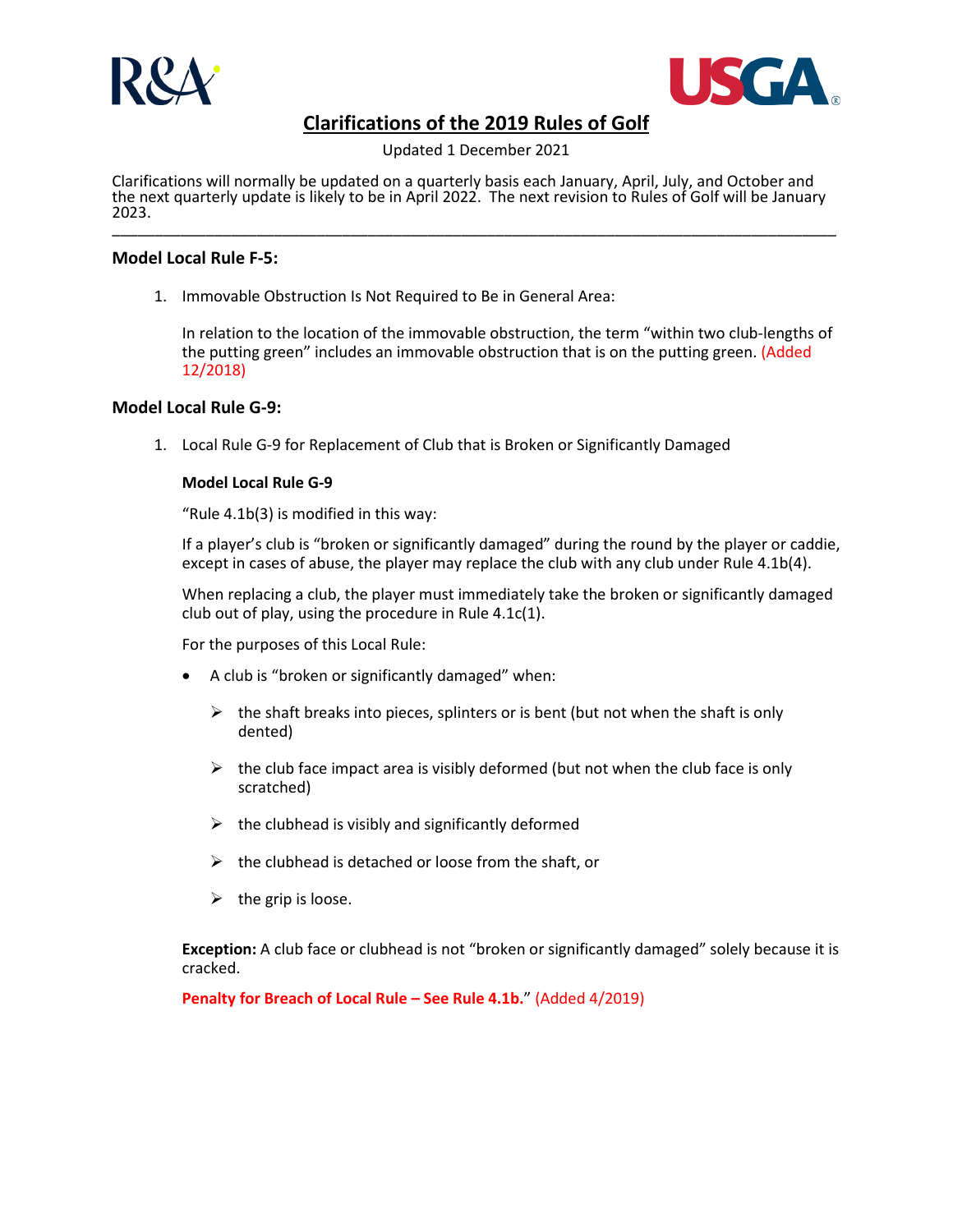# Clarifications of the 2019 Rules of Golf

Updated 1 December 2021

Clarifications will normally be updated on a quarterly basis each January, April, July, and October and the next quarterly update is likely to be in April 2022. The next revision to Rules of Golf will be January 2023.

---

## Model Local Rule F-5:

1. Immovable Obstruction Is Not Required to Be in General Area:

   In relation to the location of the immovable obstruction, the term "within two club-lengths of the putting green" includes an immovable obstruction that is on the putting green. (Added 12/2018)

## Model Local Rule G-9:

1. Local Rule G-9 for Replacement of Club that is Broken or Significantly Damaged

   **Model Local Rule G-9**

   "Rule 4.1b(3) is modified in this way:

   If a player's club is "broken or significantly damaged" during the round by the player or caddie, except in cases of abuse, the player may replace the club with any club under Rule 4.1b(4).

   When replacing a club, the player must immediately take the broken or significantly damaged club out of play, using the procedure in Rule 4.1c(1).

   For the purposes of this Local Rule:

   - A club is "broken or significantly damaged" when:
     - the shaft breaks into pieces, splinters or is bent (but not when the shaft is only dented)
     - the club face impact area is visibly deformed (but not when the club face is only scratched)
     - the clubhead is visibly and significantly deformed
     - the clubhead is detached or loose from the shaft, or
     - the grip is loose.

   **Exception:** A club face or clubhead is not "broken or significantly damaged" solely because it is cracked.

   **Penalty for Breach of Local Rule – See Rule 4.1b.**" (Added 4/2019)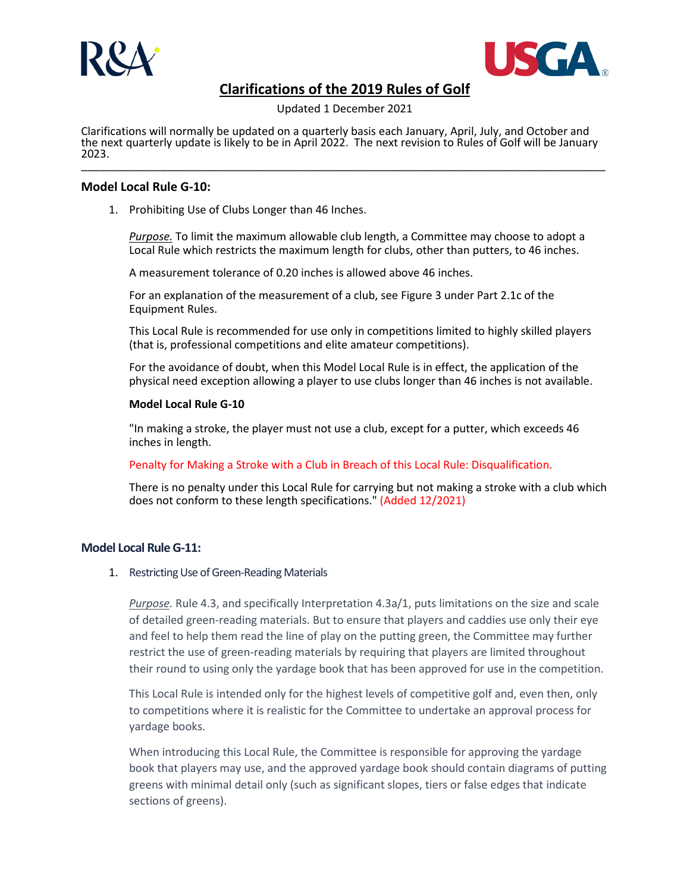# Clarifications of the 2019 Rules of Golf

Updated 1 December 2021

Clarifications will normally be updated on a quarterly basis each January, April, July, and October and the next quarterly update is likely to be in April 2022. The next revision to Rules of Golf will be January 2023.

---

## Model Local Rule G-10:

1. Prohibiting Use of Clubs Longer than 46 Inches.

   *Purpose.* To limit the maximum allowable club length, a Committee may choose to adopt a Local Rule which restricts the maximum length for clubs, other than putters, to 46 inches.

   A measurement tolerance of 0.20 inches is allowed above 46 inches.

   For an explanation of the measurement of a club, see Figure 3 under Part 2.1c of the Equipment Rules.

   This Local Rule is recommended for use only in competitions limited to highly skilled players (that is, professional competitions and elite amateur competitions).

   For the avoidance of doubt, when this Model Local Rule is in effect, the application of the physical need exception allowing a player to use clubs longer than 46 inches is not available.

   **Model Local Rule G-10**

   "In making a stroke, the player must not use a club, except for a putter, which exceeds 46 inches in length.

   Penalty for Making a Stroke with a Club in Breach of this Local Rule: Disqualification.

   There is no penalty under this Local Rule for carrying but not making a stroke with a club which does not conform to these length specifications." (Added 12/2021)

## Model Local Rule G-11:

1. Restricting Use of Green-Reading Materials

   *Purpose.* Rule 4.3, and specifically Interpretation 4.3a/1, puts limitations on the size and scale of detailed green-reading materials. But to ensure that players and caddies use only their eye and feel to help them read the line of play on the putting green, the Committee may further restrict the use of green-reading materials by requiring that players are limited throughout their round to using only the yardage book that has been approved for use in the competition.

   This Local Rule is intended only for the highest levels of competitive golf and, even then, only to competitions where it is realistic for the Committee to undertake an approval process for yardage books.

   When introducing this Local Rule, the Committee is responsible for approving the yardage book that players may use, and the approved yardage book should contain diagrams of putting greens with minimal detail only (such as significant slopes, tiers or false edges that indicate sections of greens).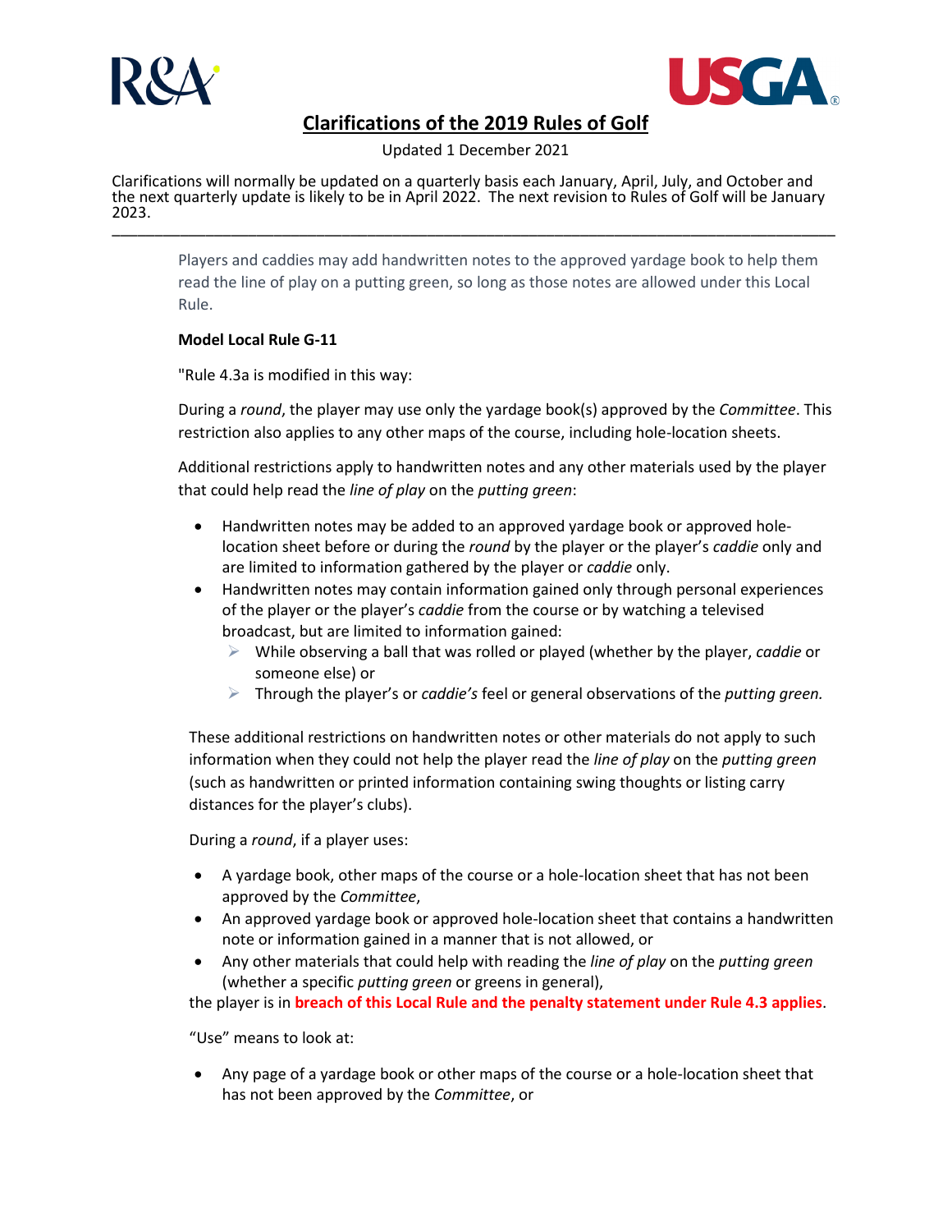Players and caddies may add handwritten notes to the approved yardage book to help them read the line of play on a putting green, so long as those notes are allowed under this Local Rule.

**Model Local Rule G-11**

"Rule 4.3a is modified in this way:

During a *round*, the player may use only the yardage book(s) approved by the *Committee*. This restriction also applies to any other maps of the course, including hole-location sheets.

Additional restrictions apply to handwritten notes and any other materials used by the player that could help read the *line of play* on the *putting green*:

- Handwritten notes may be added to an approved yardage book or approved hole-location sheet before or during the *round* by the player or the player's *caddie* only and are limited to information gathered by the player or *caddie* only.
- Handwritten notes may contain information gained only through personal experiences of the player or the player's *caddie* from the course or by watching a televised broadcast, but are limited to information gained:
  - While observing a ball that was rolled or played (whether by the player, *caddie* or someone else) or
  - Through the player's or *caddie's* feel or general observations of the *putting green.*

These additional restrictions on handwritten notes or other materials do not apply to such information when they could not help the player read the *line of play* on the *putting green* (such as handwritten or printed information containing swing thoughts or listing carry distances for the player's clubs).

During a *round*, if a player uses:

- A yardage book, other maps of the course or a hole-location sheet that has not been approved by the *Committee*,
- An approved yardage book or approved hole-location sheet that contains a handwritten note or information gained in a manner that is not allowed, or
- Any other materials that could help with reading the *line of play* on the *putting green* (whether a specific *putting green* or greens in general),

the player is in **breach of this Local Rule and the penalty statement under Rule 4.3 applies**.

"Use" means to look at:

- Any page of a yardage book or other maps of the course or a hole-location sheet that has not been approved by the *Committee*, or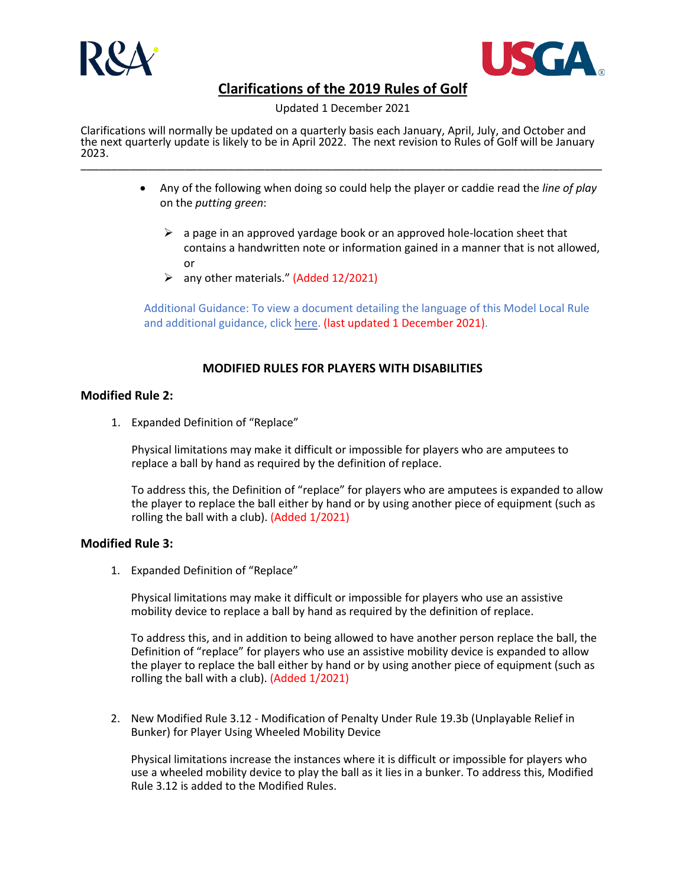- Any of the following when doing so could help the player or caddie read the *line of play* on the *putting green*:

  - a page in an approved yardage book or an approved hole-location sheet that contains a handwritten note or information gained in a manner that is not allowed, or
  - any other materials." (Added 12/2021)

Additional Guidance: To view a document detailing the language of this Model Local Rule and additional guidance, click here. (last updated 1 December 2021).

## MODIFIED RULES FOR PLAYERS WITH DISABILITIES

### Modified Rule 2:

1. Expanded Definition of "Replace"

   Physical limitations may make it difficult or impossible for players who are amputees to replace a ball by hand as required by the definition of replace.

   To address this, the Definition of "replace" for players who are amputees is expanded to allow the player to replace the ball either by hand or by using another piece of equipment (such as rolling the ball with a club). (Added 1/2021)

### Modified Rule 3:

1. Expanded Definition of "Replace"

   Physical limitations may make it difficult or impossible for players who use an assistive mobility device to replace a ball by hand as required by the definition of replace.

   To address this, and in addition to being allowed to have another person replace the ball, the Definition of "replace" for players who use an assistive mobility device is expanded to allow the player to replace the ball either by hand or by using another piece of equipment (such as rolling the ball with a club). (Added 1/2021)

2. New Modified Rule 3.12 - Modification of Penalty Under Rule 19.3b (Unplayable Relief in Bunker) for Player Using Wheeled Mobility Device

   Physical limitations increase the instances where it is difficult or impossible for players who use a wheeled mobility device to play the ball as it lies in a bunker. To address this, Modified Rule 3.12 is added to the Modified Rules.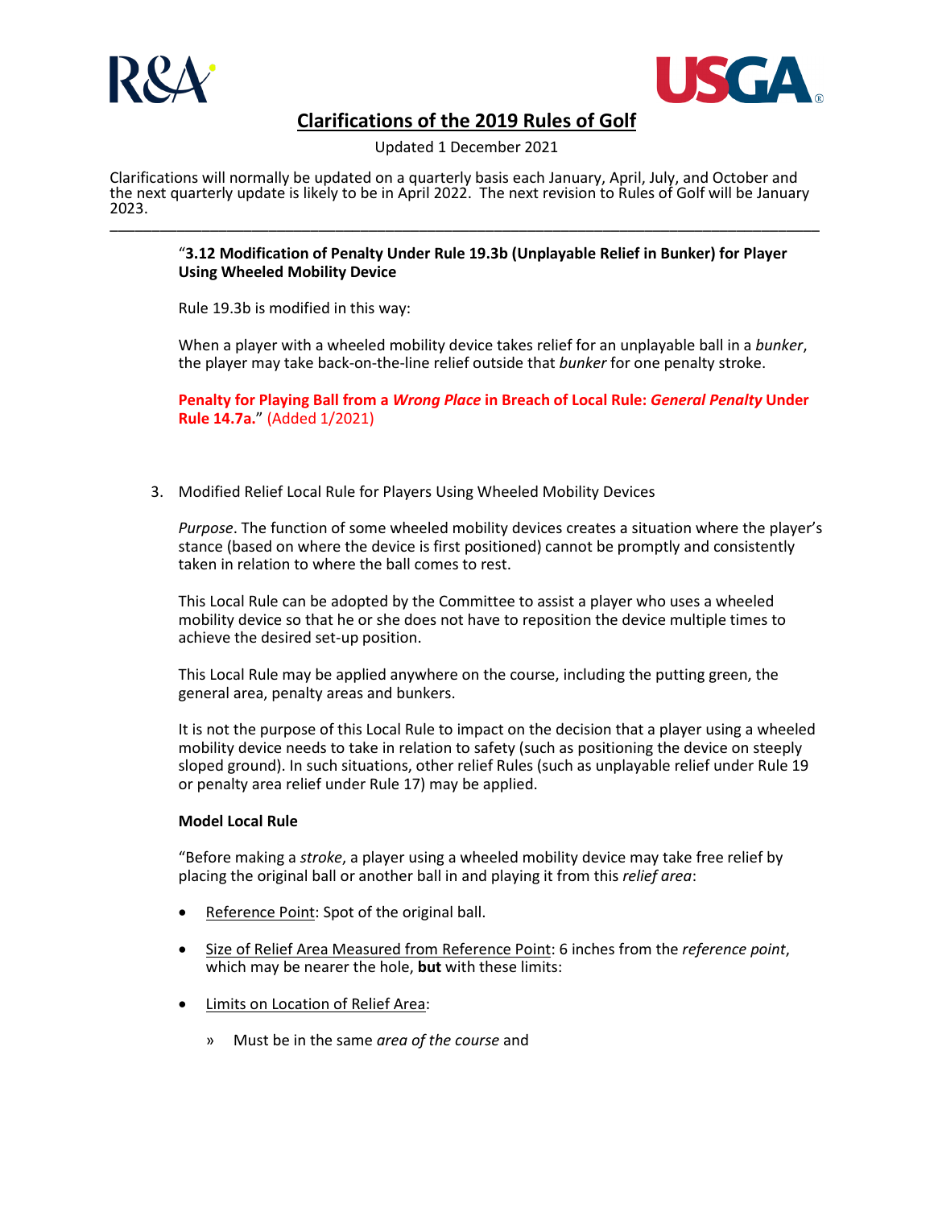"**3.12 Modification of Penalty Under Rule 19.3b (Unplayable Relief in Bunker) for Player Using Wheeled Mobility Device**

Rule 19.3b is modified in this way:

When a player with a wheeled mobility device takes relief for an unplayable ball in a *bunker*, the player may take back-on-the-line relief outside that *bunker* for one penalty stroke.

**Penalty for Playing Ball from a *Wrong Place* in Breach of Local Rule: *General Penalty* Under Rule 14.7a.**" (Added 1/2021)

3. Modified Relief Local Rule for Players Using Wheeled Mobility Devices

*Purpose*. The function of some wheeled mobility devices creates a situation where the player's stance (based on where the device is first positioned) cannot be promptly and consistently taken in relation to where the ball comes to rest.

This Local Rule can be adopted by the Committee to assist a player who uses a wheeled mobility device so that he or she does not have to reposition the device multiple times to achieve the desired set-up position.

This Local Rule may be applied anywhere on the course, including the putting green, the general area, penalty areas and bunkers.

It is not the purpose of this Local Rule to impact on the decision that a player using a wheeled mobility device needs to take in relation to safety (such as positioning the device on steeply sloped ground). In such situations, other relief Rules (such as unplayable relief under Rule 19 or penalty area relief under Rule 17) may be applied.

**Model Local Rule**

"Before making a *stroke*, a player using a wheeled mobility device may take free relief by placing the original ball or another ball in and playing it from this *relief area*:

- Reference Point: Spot of the original ball.
- Size of Relief Area Measured from Reference Point: 6 inches from the *reference point*, which may be nearer the hole, **but** with these limits:
- Limits on Location of Relief Area:
  - » Must be in the same *area of the course* and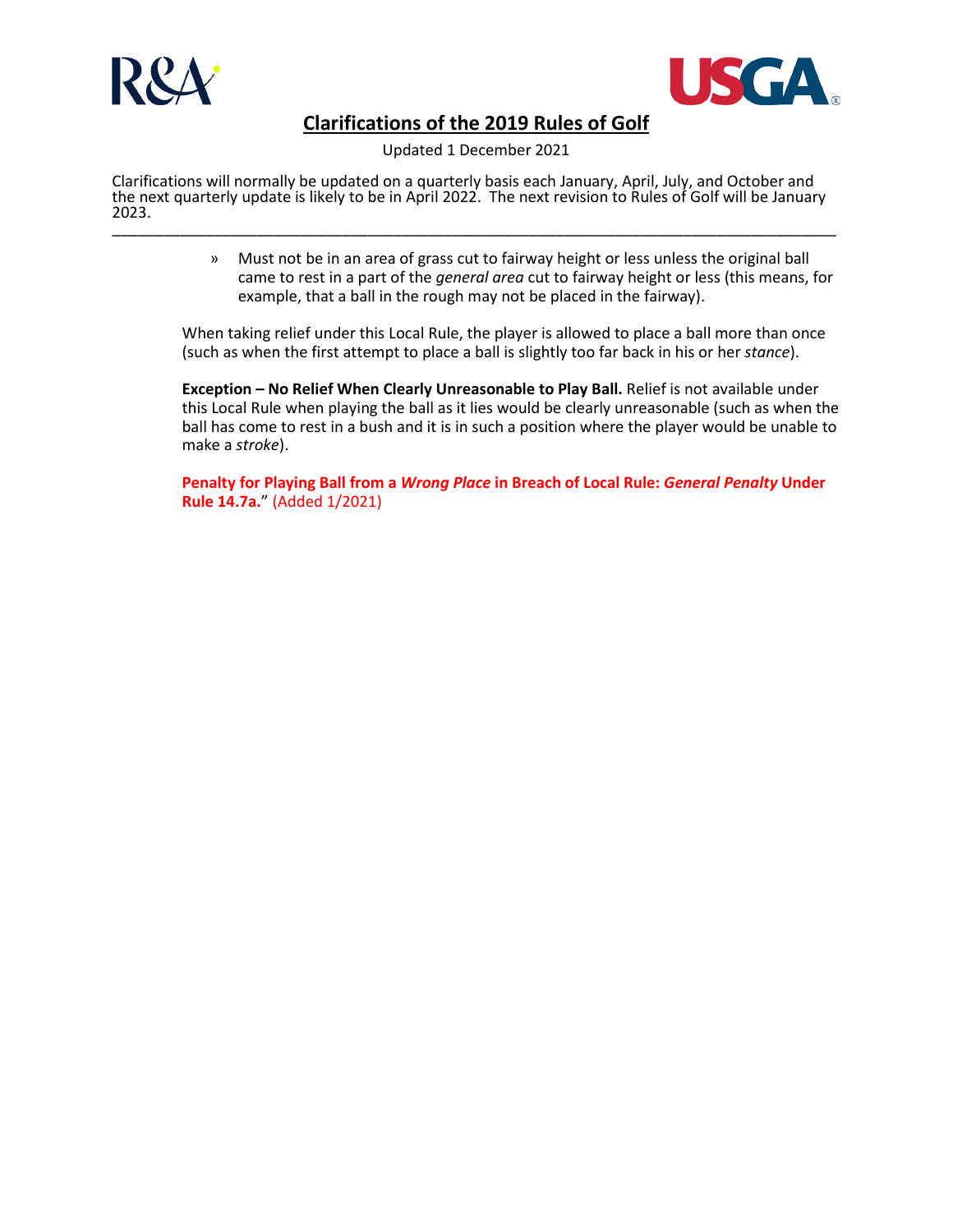» Must not be in an area of grass cut to fairway height or less unless the original ball came to rest in a part of the *general area* cut to fairway height or less (this means, for example, that a ball in the rough may not be placed in the fairway).

When taking relief under this Local Rule, the player is allowed to place a ball more than once (such as when the first attempt to place a ball is slightly too far back in his or her *stance*).

**Exception – No Relief When Clearly Unreasonable to Play Ball.** Relief is not available under this Local Rule when playing the ball as it lies would be clearly unreasonable (such as when the ball has come to rest in a bush and it is in such a position where the player would be unable to make a *stroke*).

**Penalty for Playing Ball from a *Wrong Place* in Breach of Local Rule: *General Penalty* Under Rule 14.7a.**" (Added 1/2021)